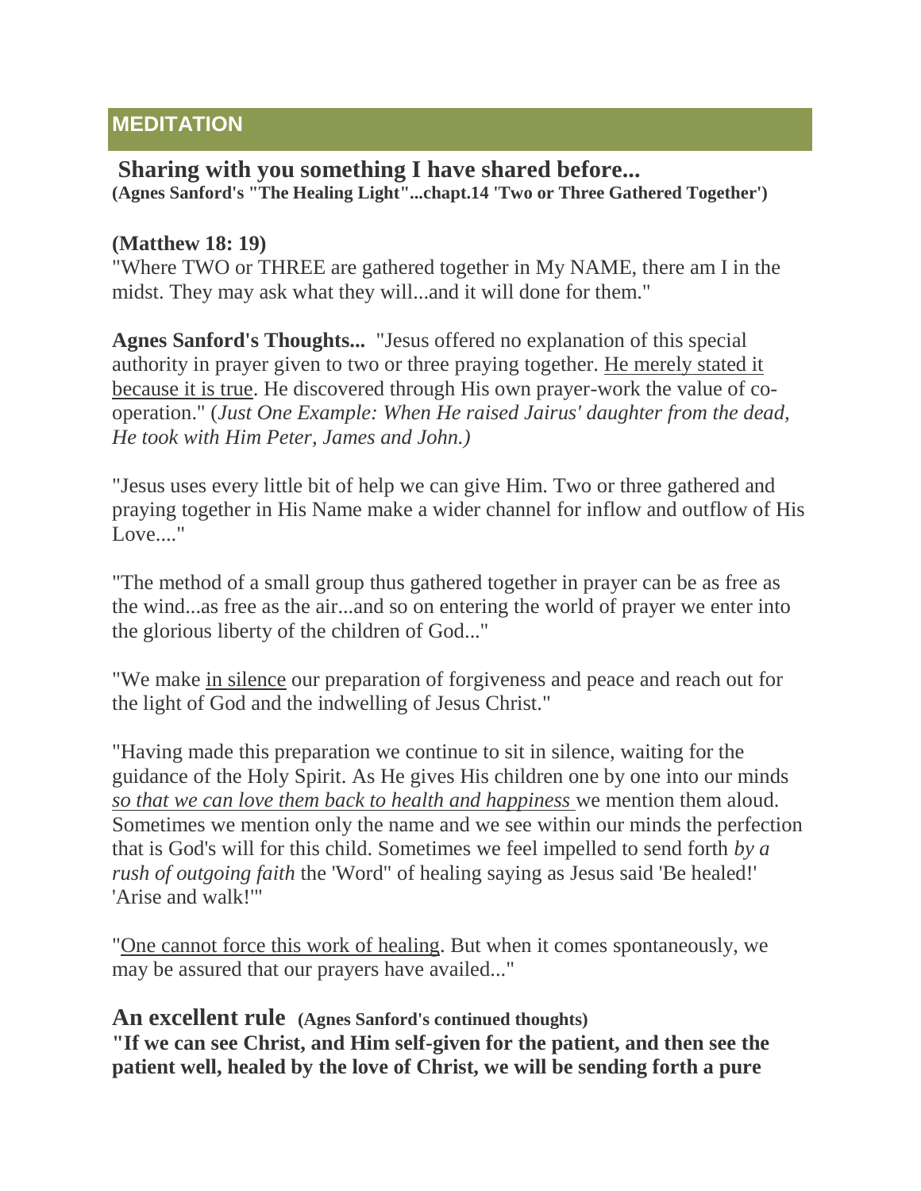## MEDITATION

### Sharing with you something I have shared before...

**(Agnes Sanford's "The Healing Light"...chapt.14 'Two or Three Gathered Together')**

**(Matthew 18: 19)**
"Where TWO or THREE are gathered together in My NAME, there am I in the midst. They may ask what they will...and it will done for them."

**Agnes Sanford's Thoughts...** "Jesus offered no explanation of this special authority in prayer given to two or three praying together. He merely stated it because it is true. He discovered through His own prayer-work the value of co-operation." (*Just One Example: When He raised Jairus' daughter from the dead, He took with Him Peter, James and John.)*

"Jesus uses every little bit of help we can give Him. Two or three gathered and praying together in His Name make a wider channel for inflow and outflow of His Love...."

"The method of a small group thus gathered together in prayer can be as free as the wind...as free as the air...and so on entering the world of prayer we enter into the glorious liberty of the children of God..."

"We make in silence our preparation of forgiveness and peace and reach out for the light of God and the indwelling of Jesus Christ."

"Having made this preparation we continue to sit in silence, waiting for the guidance of the Holy Spirit. As He gives His children one by one into our minds *so that we can love them back to health and happiness* we mention them aloud. Sometimes we mention only the name and we see within our minds the perfection that is God's will for this child. Sometimes we feel impelled to send forth *by a rush of outgoing faith* the 'Word" of healing saying as Jesus said 'Be healed!' 'Arise and walk!'"

"One cannot force this work of healing. But when it comes spontaneously, we may be assured that our prayers have availed..."

**An excellent rule** **(Agnes Sanford's continued thoughts)**
**"If we can see Christ, and Him self-given for the patient, and then see the patient well, healed by the love of Christ, we will be sending forth a pure**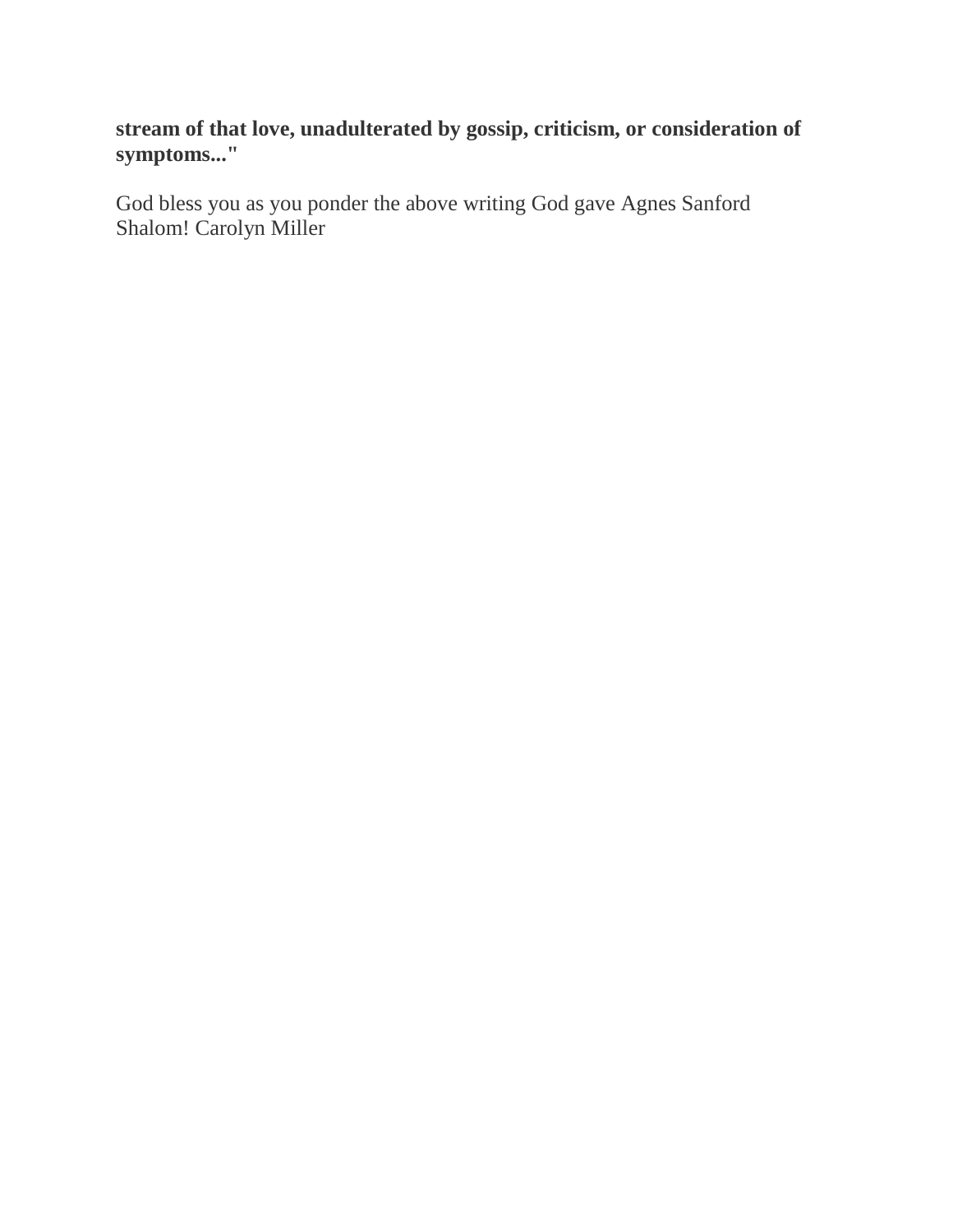**stream of that love, unadulterated by gossip, criticism, or consideration of symptoms..."**

God bless you as you ponder the above writing God gave Agnes Sanford
Shalom! Carolyn Miller